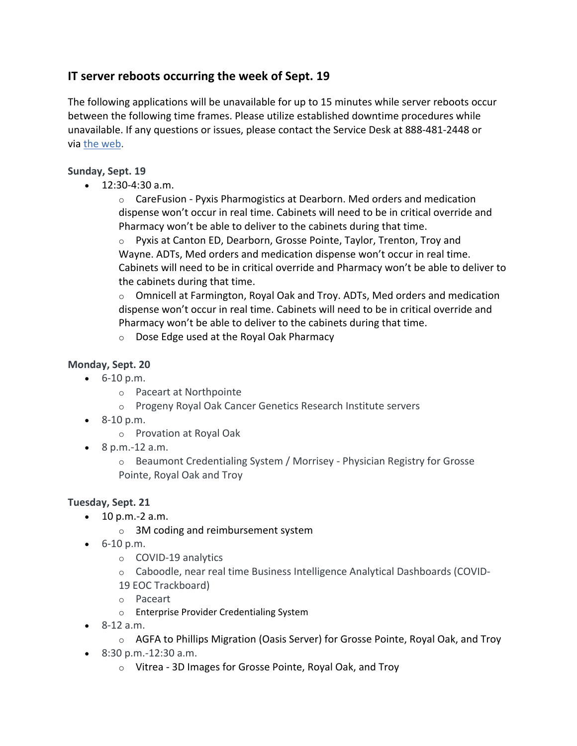## IT server reboots occurring the week of Sept. 19

The following applications will be unavailable for up to 15 minutes while server reboots occur between the following time frames. Please utilize established downtime procedures while unavailable. If any questions or issues, please contact the Service Desk at 888-481-2448 or via the web.

**Sunday, Sept. 19**

- 12:30-4:30 a.m.
  - CareFusion - Pyxis Pharmogistics at Dearborn. Med orders and medication dispense won't occur in real time. Cabinets will need to be in critical override and Pharmacy won't be able to deliver to the cabinets during that time.
  - Pyxis at Canton ED, Dearborn, Grosse Pointe, Taylor, Trenton, Troy and Wayne. ADTs, Med orders and medication dispense won't occur in real time. Cabinets will need to be in critical override and Pharmacy won't be able to deliver to the cabinets during that time.
  - Omnicell at Farmington, Royal Oak and Troy. ADTs, Med orders and medication dispense won't occur in real time. Cabinets will need to be in critical override and Pharmacy won't be able to deliver to the cabinets during that time.
  - Dose Edge used at the Royal Oak Pharmacy

**Monday, Sept. 20**

- 6-10 p.m.
  - Paceart at Northpointe
  - Progeny Royal Oak Cancer Genetics Research Institute servers
- 8-10 p.m.
  - Provation at Royal Oak
- 8 p.m.-12 a.m.
  - Beaumont Credentialing System / Morrisey - Physician Registry for Grosse Pointe, Royal Oak and Troy

**Tuesday, Sept. 21**

- 10 p.m.-2 a.m.
  - 3M coding and reimbursement system
- 6-10 p.m.
  - COVID-19 analytics
  - Caboodle, near real time Business Intelligence Analytical Dashboards (COVID-19 EOC Trackboard)
  - Paceart
  - Enterprise Provider Credentialing System
- 8-12 a.m.
  - AGFA to Phillips Migration (Oasis Server) for Grosse Pointe, Royal Oak, and Troy
- 8:30 p.m.-12:30 a.m.
  - Vitrea - 3D Images for Grosse Pointe, Royal Oak, and Troy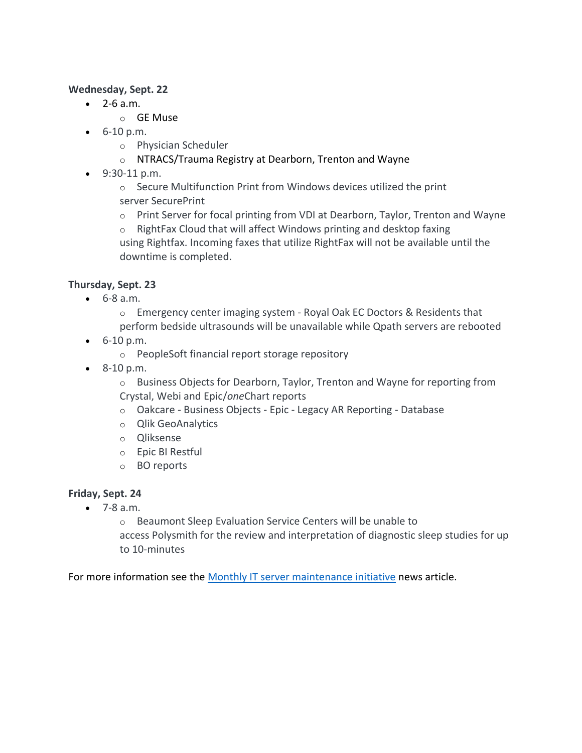**Wednesday, Sept. 22**

- 2-6 a.m.
  - GE Muse
- 6-10 p.m.
  - Physician Scheduler
  - NTRACS/Trauma Registry at Dearborn, Trenton and Wayne
- 9:30-11 p.m.
  - Secure Multifunction Print from Windows devices utilized the print server SecurePrint
  - Print Server for focal printing from VDI at Dearborn, Taylor, Trenton and Wayne
  - RightFax Cloud that will affect Windows printing and desktop faxing using Rightfax. Incoming faxes that utilize RightFax will not be available until the downtime is completed.

**Thursday, Sept. 23**

- 6-8 a.m.
  - Emergency center imaging system - Royal Oak EC Doctors & Residents that perform bedside ultrasounds will be unavailable while Qpath servers are rebooted
- 6-10 p.m.
  - PeopleSoft financial report storage repository
- 8-10 p.m.
  - Business Objects for Dearborn, Taylor, Trenton and Wayne for reporting from Crystal, Webi and Epic/*one*Chart reports
  - Oakcare - Business Objects - Epic - Legacy AR Reporting - Database
  - Qlik GeoAnalytics
  - Qliksense
  - Epic BI Restful
  - BO reports

**Friday, Sept. 24**

- 7-8 a.m.
  - Beaumont Sleep Evaluation Service Centers will be unable to access Polysmith for the review and interpretation of diagnostic sleep studies for up to 10-minutes

For more information see the [Monthly IT server maintenance initiative]() news article.